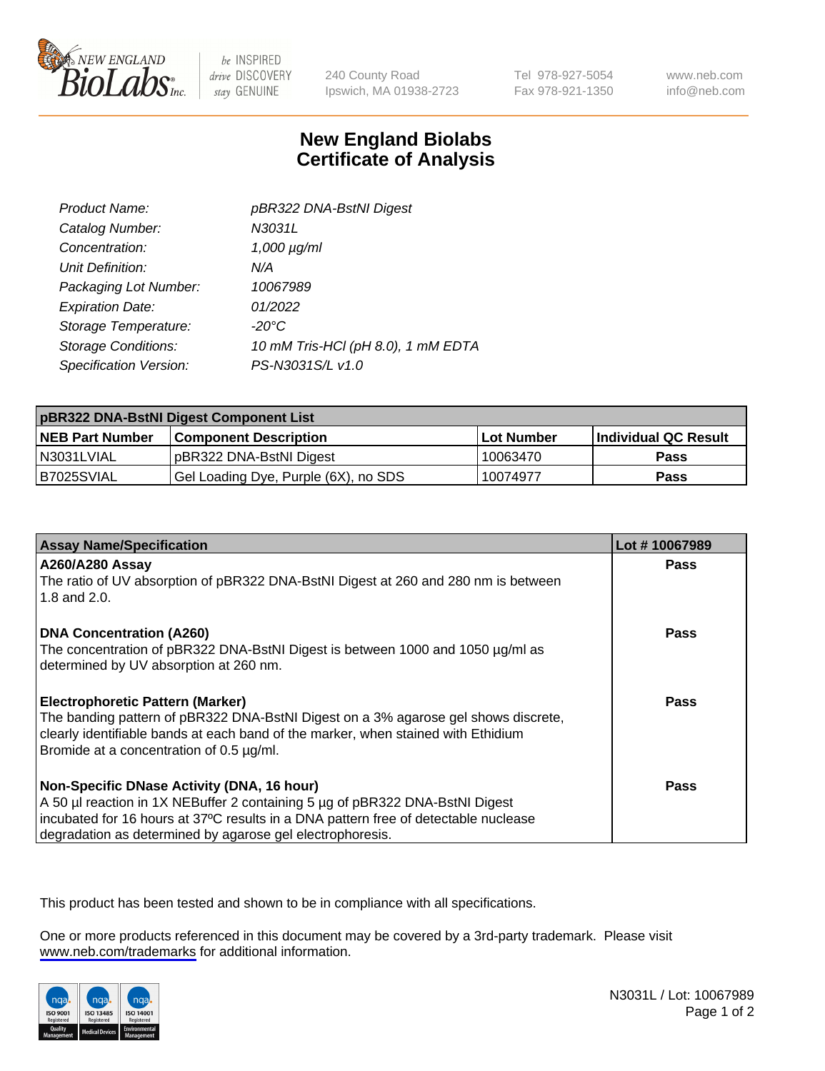New England BioLabs Inc. — be INSPIRED drive DISCOVERY stay GENUINE

240 County Road
Ipswich, MA 01938-2723

Tel 978-927-5054
Fax 978-921-1350

www.neb.com
info@neb.com

# New England Biolabs Certificate of Analysis

| | |
|---|---|
| *Product Name:* | *pBR322 DNA-BstNI Digest* |
| *Catalog Number:* | *N3031L* |
| *Concentration:* | *1,000 µg/ml* |
| *Unit Definition:* | *N/A* |
| *Packaging Lot Number:* | *10067989* |
| *Expiration Date:* | *01/2022* |
| *Storage Temperature:* | *-20°C* |
| *Storage Conditions:* | *10 mM Tris-HCl (pH 8.0), 1 mM EDTA* |
| *Specification Version:* | *PS-N3031S/L v1.0* |

| pBR322 DNA-BstNI Digest Component List | | | |
|---|---|---|---|
| **NEB Part Number** | **Component Description** | **Lot Number** | **Individual QC Result** |
| N3031LVIAL | pBR322 DNA-BstNI Digest | 10063470 | **Pass** |
| B7025SVIAL | Gel Loading Dye, Purple (6X), no SDS | 10074977 | **Pass** |

| Assay Name/Specification | Lot # 10067989 |
|---|---|
| **A260/A280 Assay**<br>The ratio of UV absorption of pBR322 DNA-BstNI Digest at 260 and 280 nm is between 1.8 and 2.0. | **Pass** |
| **DNA Concentration (A260)**<br>The concentration of pBR322 DNA-BstNI Digest is between 1000 and 1050 µg/ml as determined by UV absorption at 260 nm. | **Pass** |
| **Electrophoretic Pattern (Marker)**<br>The banding pattern of pBR322 DNA-BstNI Digest on a 3% agarose gel shows discrete, clearly identifiable bands at each band of the marker, when stained with Ethidium Bromide at a concentration of 0.5 µg/ml. | **Pass** |
| **Non-Specific DNase Activity (DNA, 16 hour)**<br>A 50 µl reaction in 1X NEBuffer 2 containing 5 µg of pBR322 DNA-BstNI Digest incubated for 16 hours at 37ºC results in a DNA pattern free of detectable nuclease degradation as determined by agarose gel electrophoresis. | **Pass** |

This product has been tested and shown to be in compliance with all specifications.

One or more products referenced in this document may be covered by a 3rd-party trademark. Please visit www.neb.com/trademarks for additional information.

N3031L / Lot: 10067989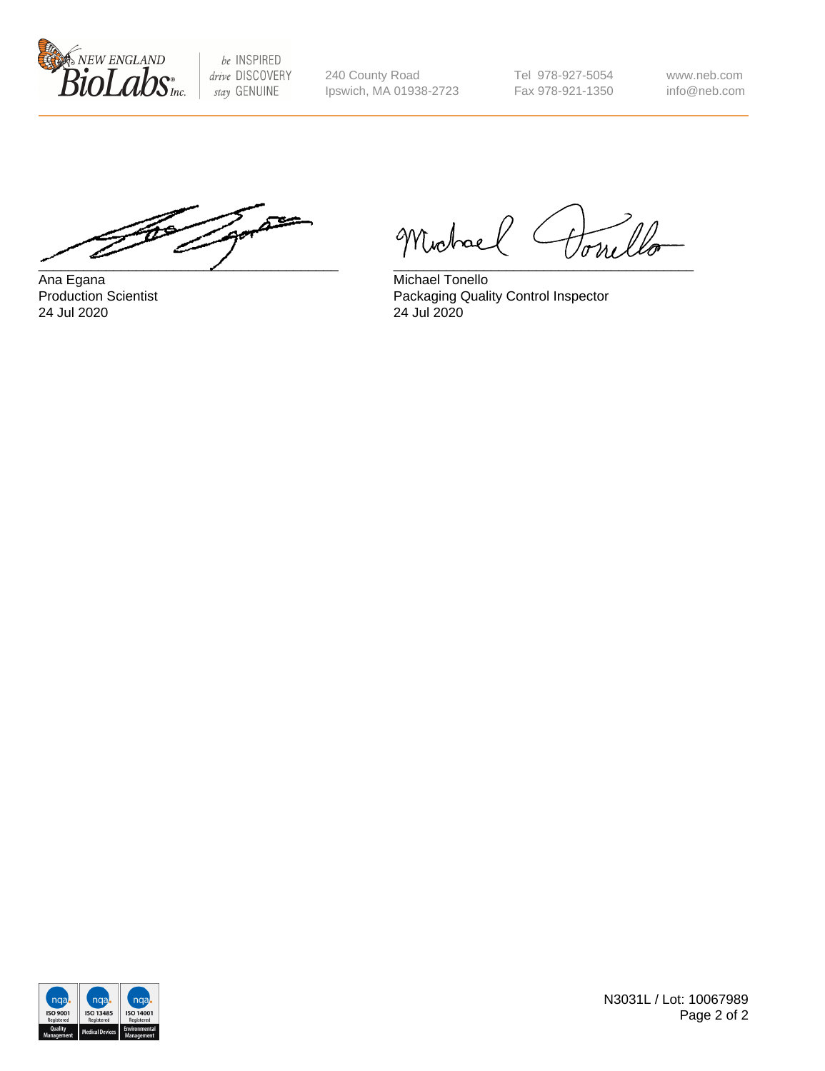Ana Egana
Production Scientist
24 Jul 2020

Michael Tonello
Packaging Quality Control Inspector
24 Jul 2020